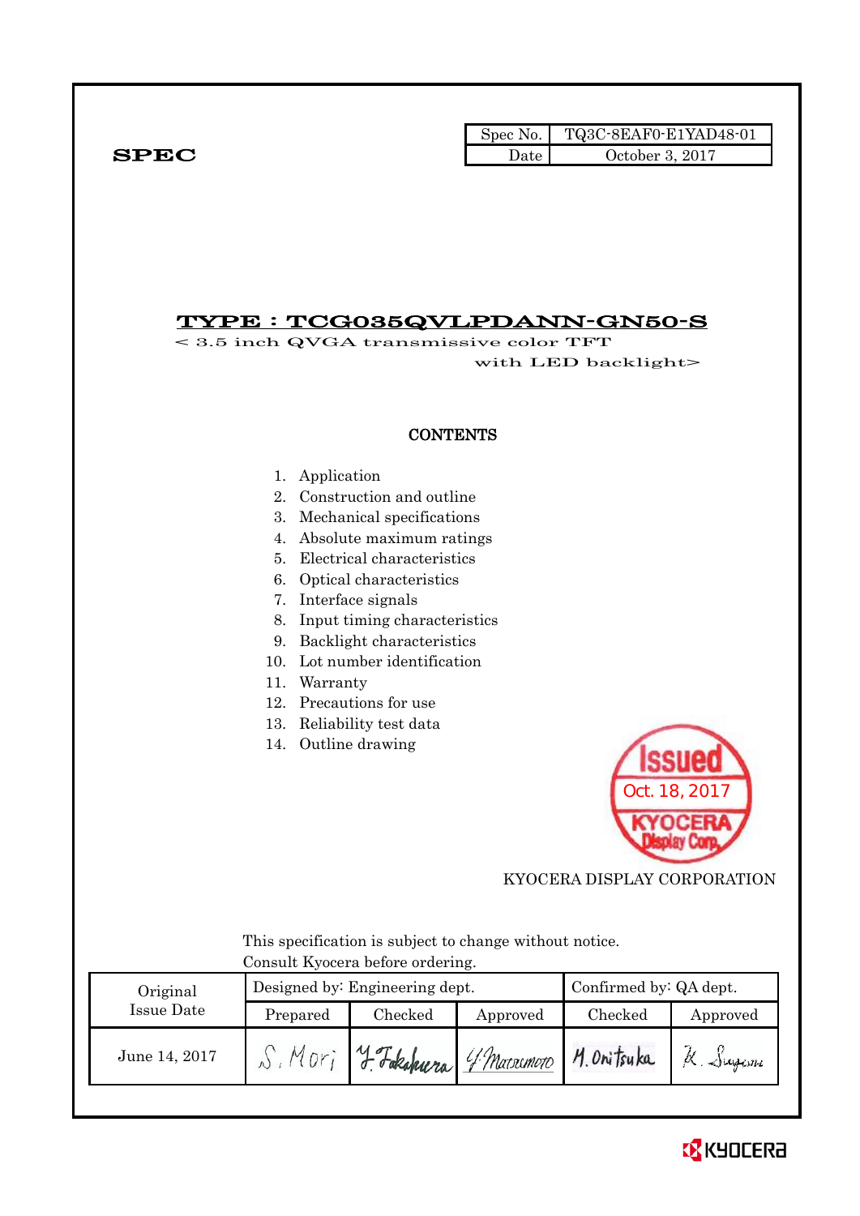| Spec No. | TQ3C-8EAF0-E1YAD48-01 |
| --- | --- |
| Date | October 3, 2017 |

**SPEC**

# TYPE : TCG035QVLPDANN-GN50-S

< 3.5 inch QVGA transmissive color TFT with LED backlight>

## CONTENTS

1. Application
2. Construction and outline
3. Mechanical specifications
4. Absolute maximum ratings
5. Electrical characteristics
6. Optical characteristics
7. Interface signals
8. Input timing characteristics
9. Backlight characteristics
10. Lot number identification
11. Warranty
12. Precautions for use
13. Reliability test data
14. Outline drawing

Issued Oct. 18, 2017 KYOCERA Display Corp.

KYOCERA DISPLAY CORPORATION

This specification is subject to change without notice.
Consult Kyocera before ordering.

| Original Issue Date | Designed by: Engineering dept. | | | Confirmed by: QA dept. | |
| --- | --- | --- | --- | --- | --- |
| | Prepared | Checked | Approved | Checked | Approved |
| June 14, 2017 | S. Mori | Y. Takakura | Y. Matsumoto | M. Onitsuka | K. Sugiura |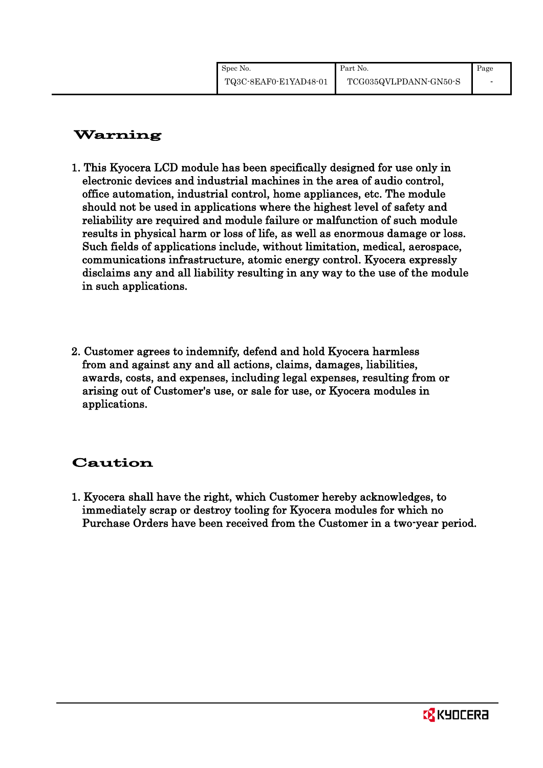## Warning

1. This Kyocera LCD module has been specifically designed for use only in electronic devices and industrial machines in the area of audio control, office automation, industrial control, home appliances, etc. The module should not be used in applications where the highest level of safety and reliability are required and module failure or malfunction of such module results in physical harm or loss of life, as well as enormous damage or loss. Such fields of applications include, without limitation, medical, aerospace, communications infrastructure, atomic energy control. Kyocera expressly disclaims any and all liability resulting in any way to the use of the module in such applications.

2. Customer agrees to indemnify, defend and hold Kyocera harmless from and against any and all actions, claims, damages, liabilities, awards, costs, and expenses, including legal expenses, resulting from or arising out of Customer's use, or sale for use, or Kyocera modules in applications.

## Caution

1. Kyocera shall have the right, which Customer hereby acknowledges, to immediately scrap or destroy tooling for Kyocera modules for which no Purchase Orders have been received from the Customer in a two-year period.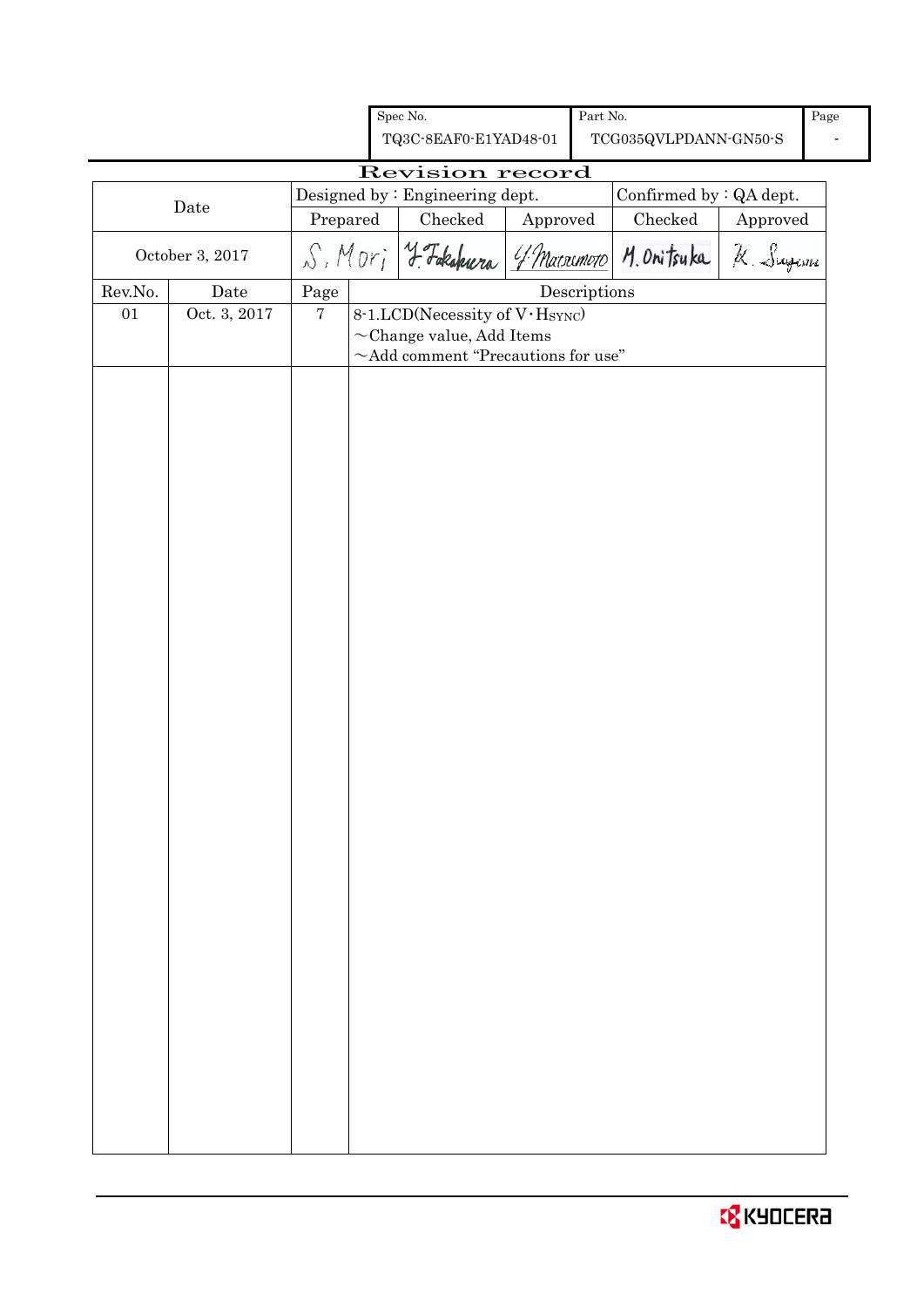| Spec No. | Part No. | Page |
|---|---|---|
| TQ3C-8EAF0-E1YAD48-01 | TCG035QVLPDANN-GN50-S | - |

# Revision record

| Date | Designed by：Engineering dept. | | | Confirmed by：QA dept. | |
|---|---|---|---|---|---|
| | Prepared | Checked | Approved | Checked | Approved |
| October 3, 2017 | S. Mori | Y. Takakura | Y. Matsumoto | M. Onitsuka | K. Sugawara |

| Rev.No. | Date | Page | Descriptions |
|---|---|---|---|
| 01 | Oct. 3, 2017 | 7 | 8-1.LCD(Necessity of V･$H_{SYNC}$)<br>～Change value, Add Items<br>～Add comment "Precautions for use" |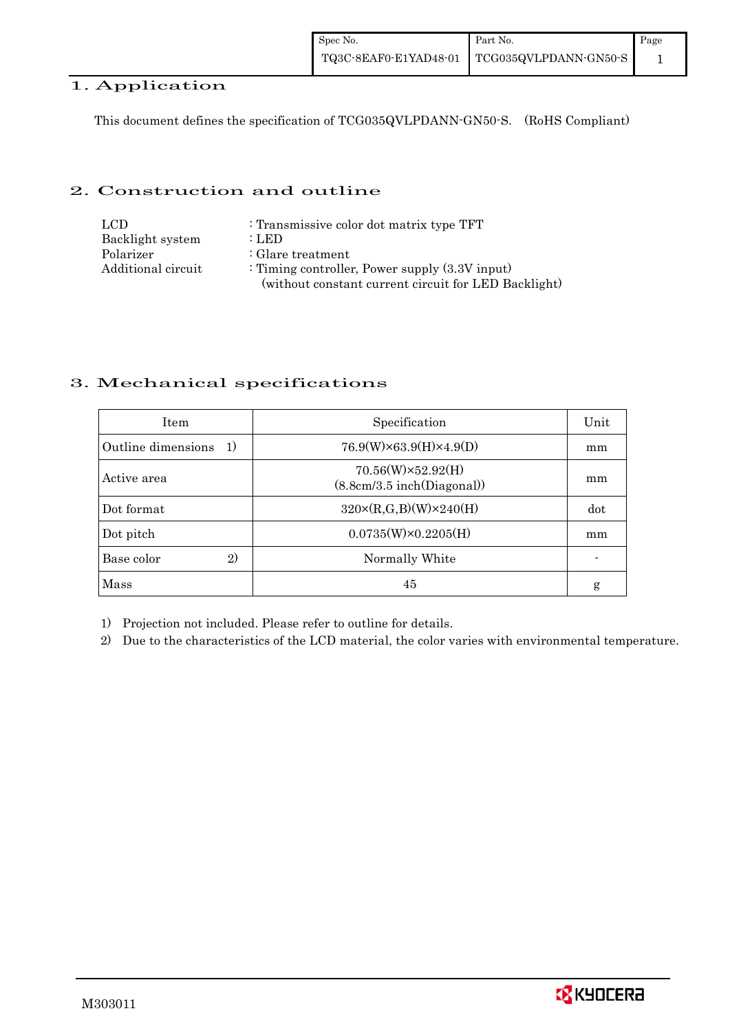# 1. Application

This document defines the specification of TCG035QVLPDANN-GN50-S. (RoHS Compliant)

# 2. Construction and outline

LCD : Transmissive color dot matrix type TFT
Backlight system : LED
Polarizer : Glare treatment
Additional circuit : Timing controller, Power supply (3.3V input)
(without constant current circuit for LED Backlight)

# 3. Mechanical specifications

| Item | Specification | Unit |
|---|---|---|
| Outline dimensions 1) | 76.9(W)×63.9(H)×4.9(D) | mm |
| Active area | 70.56(W)×52.92(H)<br>(8.8cm/3.5 inch(Diagonal)) | mm |
| Dot format | 320×(R,G,B)(W)×240(H) | dot |
| Dot pitch | 0.0735(W)×0.2205(H) | mm |
| Base color 2) | Normally White | - |
| Mass | 45 | g |

1) Projection not included. Please refer to outline for details.
2) Due to the characteristics of the LCD material, the color varies with environmental temperature.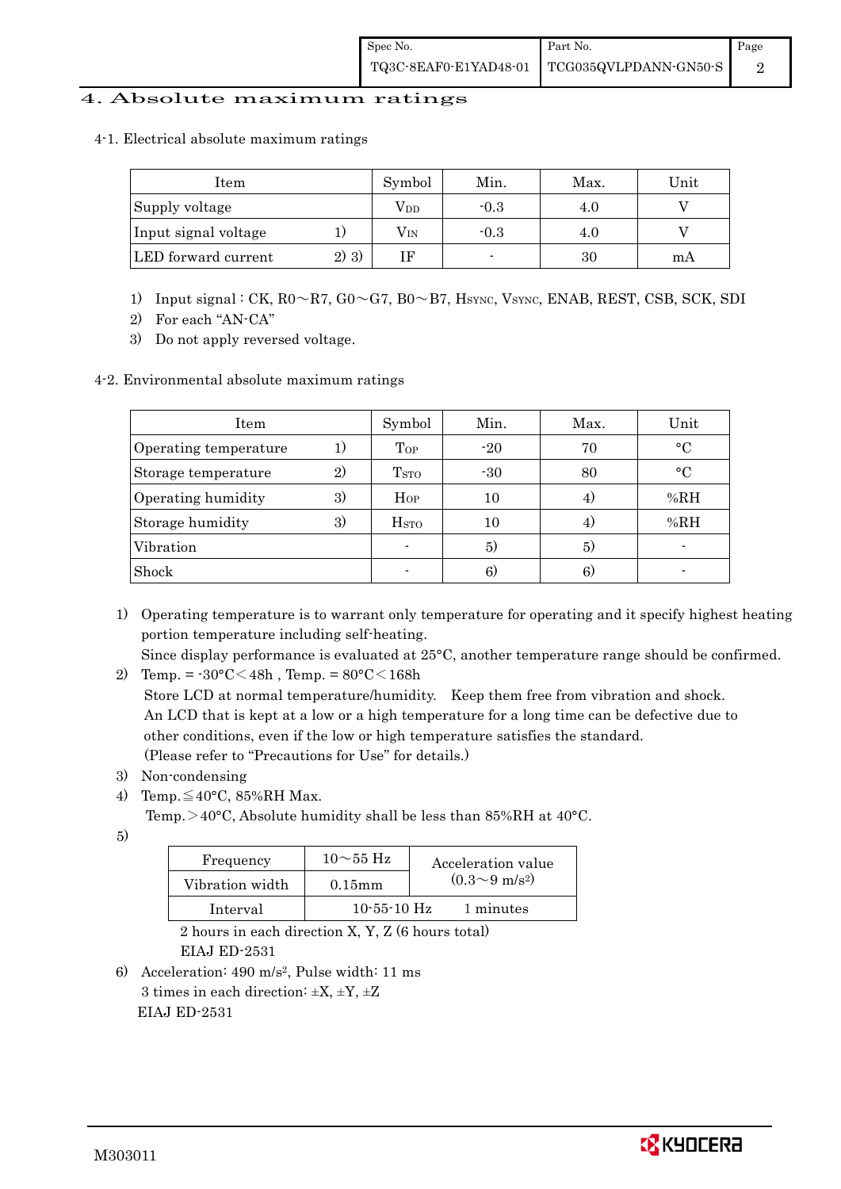## 4. Absolute maximum ratings

### 4-1. Electrical absolute maximum ratings

| Item | | Symbol | Min. | Max. | Unit |
|---|---|---|---|---|---|
| Supply voltage | | $V_{DD}$ | -0.3 | 4.0 | V |
| Input signal voltage | 1) | $V_{IN}$ | -0.3 | 4.0 | V |
| LED forward current | 2) 3) | IF | - | 30 | mA |

1) Input signal : CK, R0～R7, G0～G7, B0～B7, $H_{SYNC}$, $V_{SYNC}$, ENAB, REST, CSB, SCK, SDI
2) For each "AN-CA"
3) Do not apply reversed voltage.

### 4-2. Environmental absolute maximum ratings

| Item | | Symbol | Min. | Max. | Unit |
|---|---|---|---|---|---|
| Operating temperature | 1) | $T_{OP}$ | -20 | 70 | °C |
| Storage temperature | 2) | $T_{STO}$ | -30 | 80 | °C |
| Operating humidity | 3) | $H_{OP}$ | 10 | 4) | %RH |
| Storage humidity | 3) | $H_{STO}$ | 10 | 4) | %RH |
| Vibration | | - | 5) | 5) | - |
| Shock | | - | 6) | 6) | - |

1) Operating temperature is to warrant only temperature for operating and it specify highest heating portion temperature including self-heating.
   Since display performance is evaluated at 25°C, another temperature range should be confirmed.
2) Temp. = -30°C＜48h , Temp. = 80°C＜168h
   Store LCD at normal temperature/humidity. Keep them free from vibration and shock.
   An LCD that is kept at a low or a high temperature for a long time can be defective due to other conditions, even if the low or high temperature satisfies the standard.
   (Please refer to "Precautions for Use" for details.)
3) Non-condensing
4) Temp.≦40°C, 85%RH Max.
   Temp.＞40°C, Absolute humidity shall be less than 85%RH at 40°C.
5)

| Frequency | 10～55 Hz | Acceleration value ($0.3～9\ m/s^2$) |
|---|---|---|
| Vibration width | 0.15mm | |
| Interval | 10-55-10 Hz | 1 minutes |

   2 hours in each direction X, Y, Z (6 hours total)
   EIAJ ED-2531

6) Acceleration: 490 $m/s^2$, Pulse width: 11 ms
   3 times in each direction: ±X, ±Y, ±Z
   EIAJ ED-2531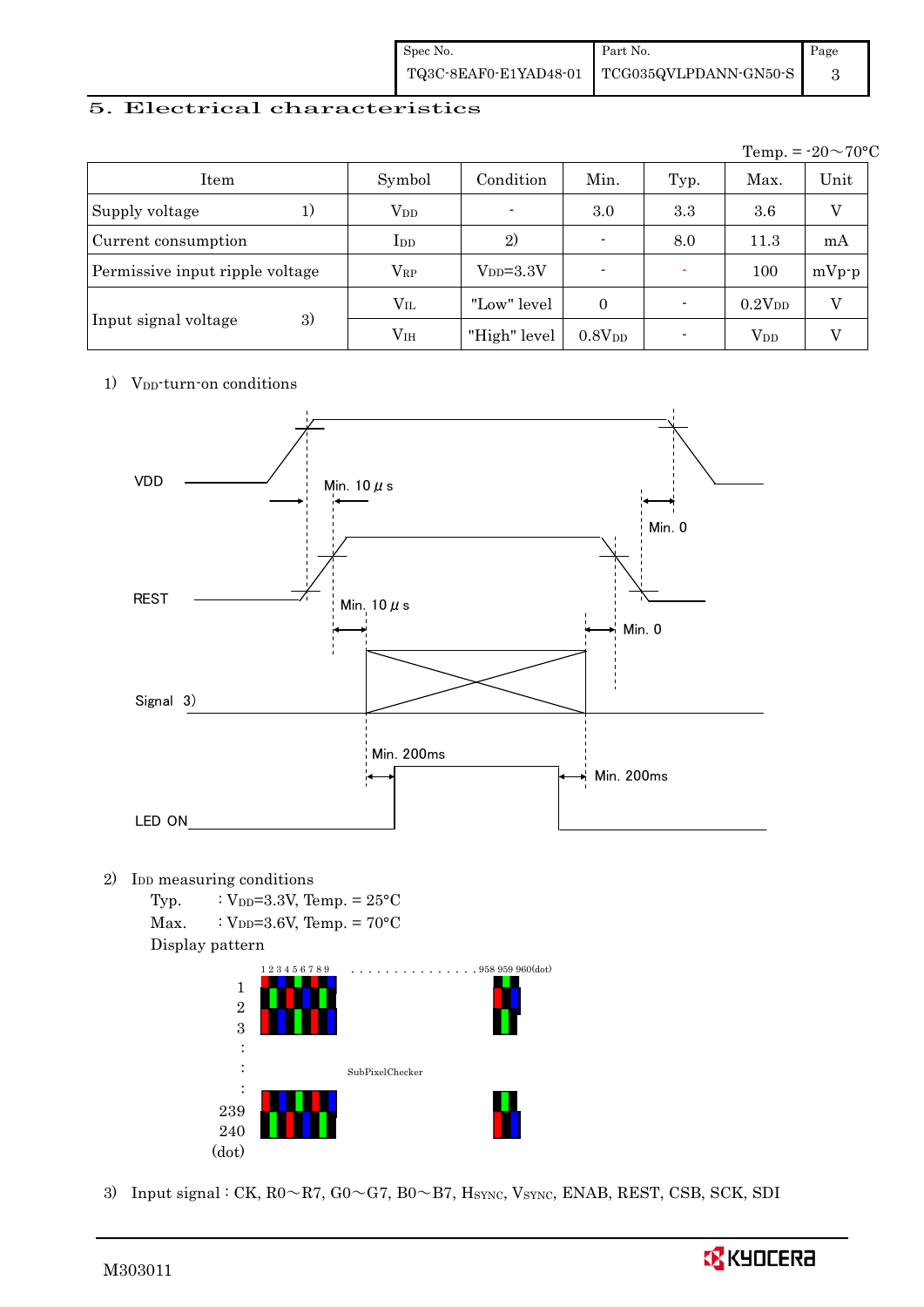## 5. Electrical characteristics

Temp. = -20～70°C

| Item | Symbol | Condition | Min. | Typ. | Max. | Unit |
|---|---|---|---|---|---|---|
| Supply voltage 1) | $V_{DD}$ | - | 3.0 | 3.3 | 3.6 | V |
| Current consumption | $I_{DD}$ | 2) | - | 8.0 | 11.3 | mA |
| Permissive input ripple voltage | $V_{RP}$ | $V_{DD}$=3.3V | - | - | 100 | mVp-p |
| Input signal voltage 3) | $V_{IL}$ | "Low" level | 0 | - | $0.2V_{DD}$ | V |
| | $V_{IH}$ | "High" level | $0.8V_{DD}$ | - | $V_{DD}$ | V |

1) $V_{DD}$-turn-on conditions

VDD

Min. 10 μ s

Min. 0

REST

Min. 10 μ s

Min. 0

Signal 3)

Min. 200ms

Min. 200ms

LED ON

2) $I_{DD}$ measuring conditions

Typ. : $V_{DD}$=3.3V, Temp. = 25°C

Max. : $V_{DD}$=3.6V, Temp. = 70°C

Display pattern

1 2 3 4 5 6 7 8 9 . . . . . . . . . . . . . . . 958 959 960(dot)

1, 2, 3, :, :, :, 239, 240 (dot)

SubPixelChecker

3) Input signal : CK, R0～R7, G0～G7, B0～B7, $H_{SYNC}$, $V_{SYNC}$, ENAB, REST, CSB, SCK, SDI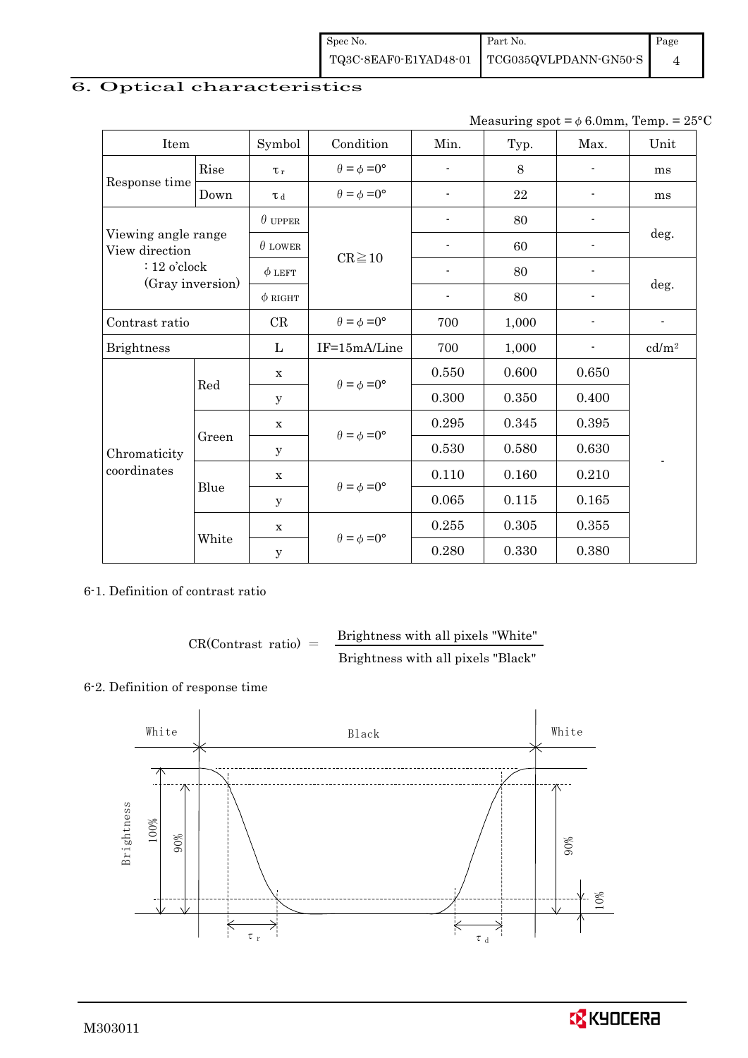## 6. Optical characteristics

Measuring spot = φ 6.0mm, Temp. = 25°C

| Item | | Symbol | Condition | Min. | Typ. | Max. | Unit |
|---|---|---|---|---|---|---|---|
| Response time | Rise | $\tau_r$ | $\theta = \phi = 0°$ | - | 8 | - | ms |
| | Down | $\tau_d$ | $\theta = \phi = 0°$ | - | 22 | - | ms |
| Viewing angle range View direction : 12 o'clock (Gray inversion) | | $\theta_{UPPER}$ | CR≧10 | - | 80 | - | deg. |
| | | $\theta_{LOWER}$ | | - | 60 | - | |
| | | $\phi_{LEFT}$ | | - | 80 | - | deg. |
| | | $\phi_{RIGHT}$ | | - | 80 | - | |
| Contrast ratio | | CR | $\theta = \phi = 0°$ | 700 | 1,000 | - | - |
| Brightness | | L | IF=15mA/Line | 700 | 1,000 | - | cd/m² |
| Chromaticity coordinates | Red | x | $\theta = \phi = 0°$ | 0.550 | 0.600 | 0.650 | - |
| | | y | | 0.300 | 0.350 | 0.400 | |
| | Green | x | $\theta = \phi = 0°$ | 0.295 | 0.345 | 0.395 | |
| | | y | | 0.530 | 0.580 | 0.630 | |
| | Blue | x | $\theta = \phi = 0°$ | 0.110 | 0.160 | 0.210 | |
| | | y | | 0.065 | 0.115 | 0.165 | |
| | White | x | $\theta = \phi = 0°$ | 0.255 | 0.305 | 0.355 | |
| | | y | | 0.280 | 0.330 | 0.380 | |

6-1. Definition of contrast ratio

$$\text{CR(Contrast ratio)} = \frac{\text{Brightness with all pixels "White"}}{\text{Brightness with all pixels "Black"}}$$

6-2. Definition of response time

White Black White

Brightness 100% 90% 90% 10%

$\tau_r$ $\tau_d$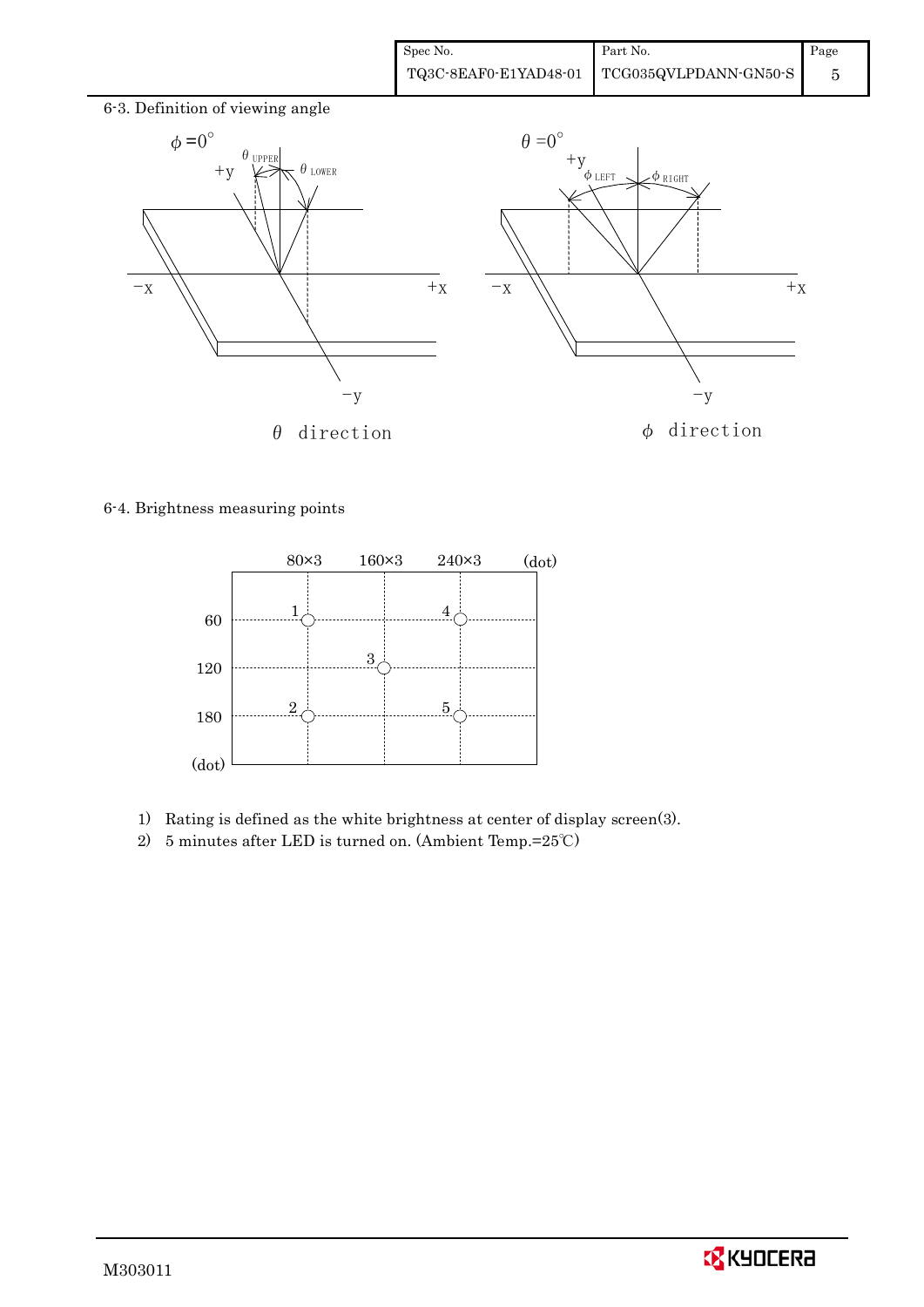6-3. Definition of viewing angle

$\phi = 0°$ — $\theta$ direction ($\theta_{UPPER}$, $\theta_{LOWER}$; +y, −y, −x, +x)

$\theta = 0°$ — $\phi$ direction ($\phi_{LEFT}$, $\phi_{RIGHT}$; +y, −y, −x, +x)

6-4. Brightness measuring points

| (dot) | 80×3 | 160×3 | 240×3 |
|---|---|---|---|
| 60 | 1 | | 4 |
| 120 | | 3 | |
| 180 | 2 | | 5 |

1) Rating is defined as the white brightness at center of display screen(3).
2) 5 minutes after LED is turned on. (Ambient Temp.=25℃)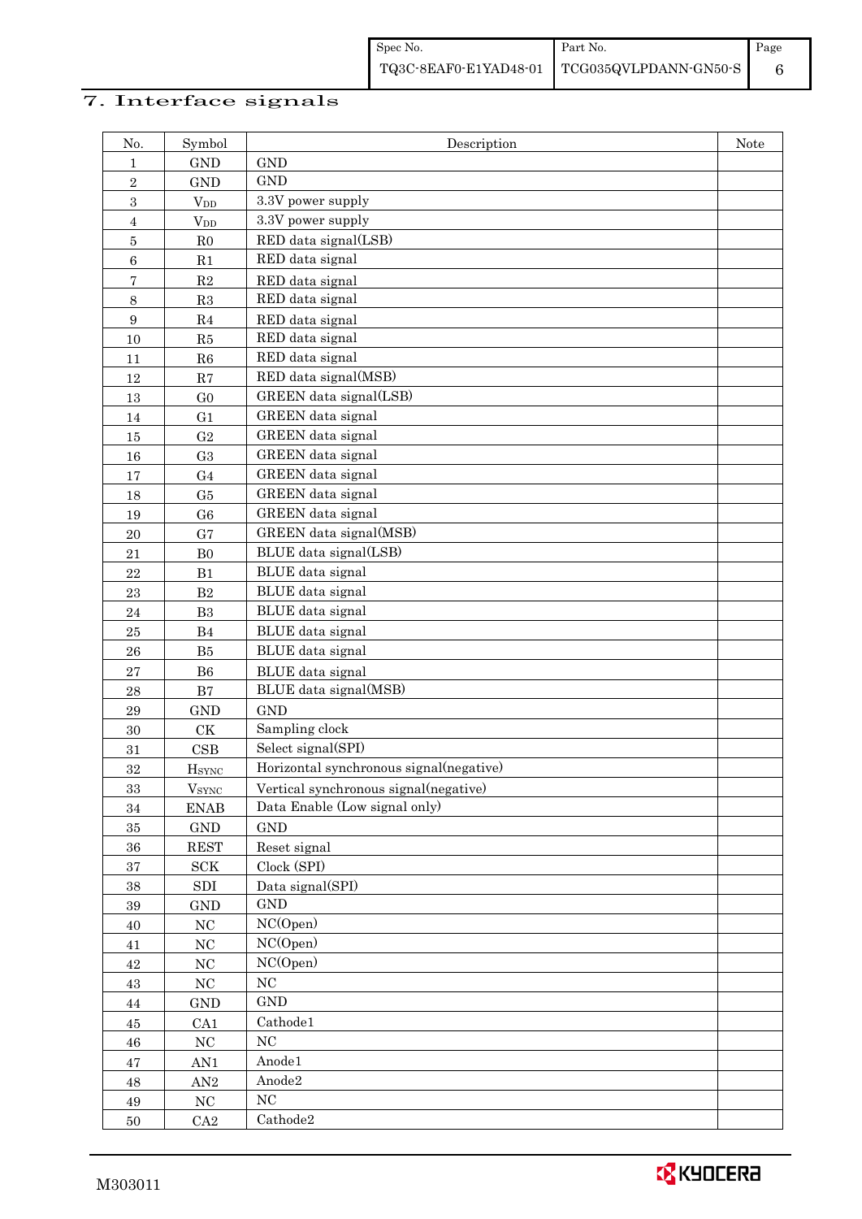## 7. Interface signals

| No. | Symbol | Description | Note |
|---|---|---|---|
| 1 | GND | GND | |
| 2 | GND | GND | |
| 3 | $V_{DD}$ | 3.3V power supply | |
| 4 | $V_{DD}$ | 3.3V power supply | |
| 5 | R0 | RED data signal(LSB) | |
| 6 | R1 | RED data signal | |
| 7 | R2 | RED data signal | |
| 8 | R3 | RED data signal | |
| 9 | R4 | RED data signal | |
| 10 | R5 | RED data signal | |
| 11 | R6 | RED data signal | |
| 12 | R7 | RED data signal(MSB) | |
| 13 | G0 | GREEN data signal(LSB) | |
| 14 | G1 | GREEN data signal | |
| 15 | G2 | GREEN data signal | |
| 16 | G3 | GREEN data signal | |
| 17 | G4 | GREEN data signal | |
| 18 | G5 | GREEN data signal | |
| 19 | G6 | GREEN data signal | |
| 20 | G7 | GREEN data signal(MSB) | |
| 21 | B0 | BLUE data signal(LSB) | |
| 22 | B1 | BLUE data signal | |
| 23 | B2 | BLUE data signal | |
| 24 | B3 | BLUE data signal | |
| 25 | B4 | BLUE data signal | |
| 26 | B5 | BLUE data signal | |
| 27 | B6 | BLUE data signal | |
| 28 | B7 | BLUE data signal(MSB) | |
| 29 | GND | GND | |
| 30 | CK | Sampling clock | |
| 31 | CSB | Select signal(SPI) | |
| 32 | $H_{SYNC}$ | Horizontal synchronous signal(negative) | |
| 33 | $V_{SYNC}$ | Vertical synchronous signal(negative) | |
| 34 | ENAB | Data Enable (Low signal only) | |
| 35 | GND | GND | |
| 36 | REST | Reset signal | |
| 37 | SCK | Clock (SPI) | |
| 38 | SDI | Data signal(SPI) | |
| 39 | GND | GND | |
| 40 | NC | NC(Open) | |
| 41 | NC | NC(Open) | |
| 42 | NC | NC(Open) | |
| 43 | NC | NC | |
| 44 | GND | GND | |
| 45 | CA1 | Cathode1 | |
| 46 | NC | NC | |
| 47 | AN1 | Anode1 | |
| 48 | AN2 | Anode2 | |
| 49 | NC | NC | |
| 50 | CA2 | Cathode2 | |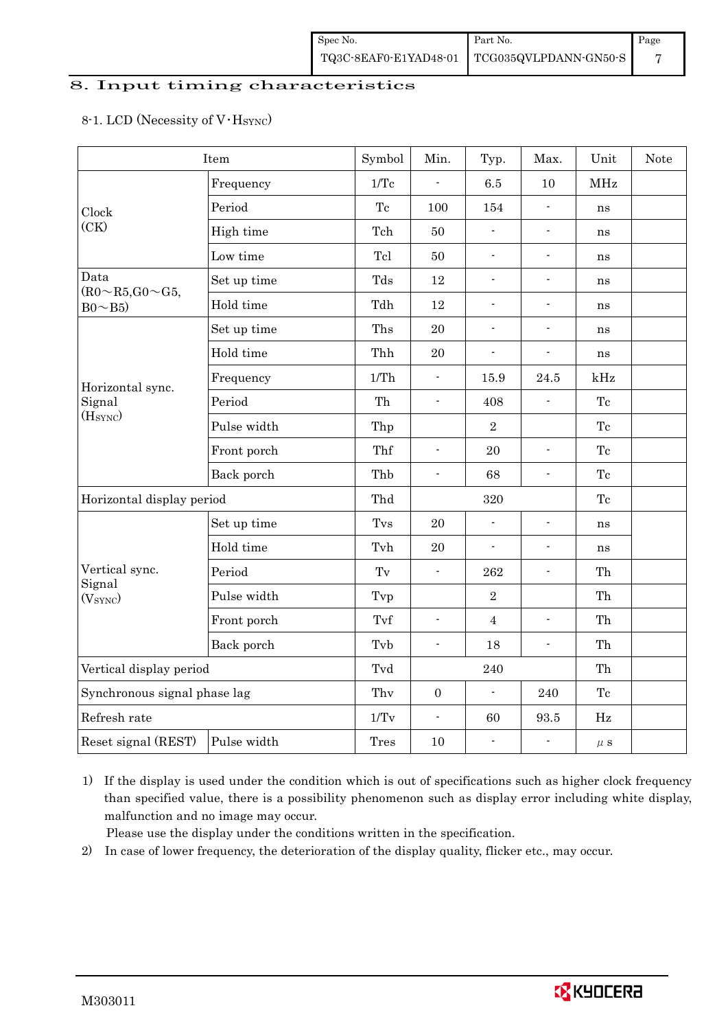## 8. Input timing characteristics

8-1. LCD (Necessity of V・$H_{SYNC}$)

| Item | | Symbol | Min. | Typ. | Max. | Unit | Note |
|---|---|---|---|---|---|---|---|
| Clock (CK) | Frequency | 1/Tc | - | 6.5 | 10 | MHz | |
| | Period | Tc | 100 | 154 | - | ns | |
| | High time | Tch | 50 | - | - | ns | |
| | Low time | Tcl | 50 | - | - | ns | |
| Data (R0～R5,G0～G5, B0～B5) | Set up time | Tds | 12 | - | - | ns | |
| | Hold time | Tdh | 12 | - | - | ns | |
| Horizontal sync. Signal ($H_{SYNC}$) | Set up time | Ths | 20 | - | - | ns | |
| | Hold time | Thh | 20 | - | - | ns | |
| | Frequency | 1/Th | - | 15.9 | 24.5 | kHz | |
| | Period | Th | - | 408 | - | Tc | |
| | Pulse width | Thp | | 2 | | Tc | |
| | Front porch | Thf | - | 20 | - | Tc | |
| | Back porch | Thb | - | 68 | - | Tc | |
| Horizontal display period | | Thd | | 320 | | Tc | |
| Vertical sync. Signal ($V_{SYNC}$) | Set up time | Tvs | 20 | - | - | ns | |
| | Hold time | Tvh | 20 | - | - | ns | |
| | Period | Tv | - | 262 | - | Th | |
| | Pulse width | Tvp | | 2 | | Th | |
| | Front porch | Tvf | - | 4 | - | Th | |
| | Back porch | Tvb | - | 18 | - | Th | |
| Vertical display period | | Tvd | | 240 | | Th | |
| Synchronous signal phase lag | | Thv | 0 | - | 240 | Tc | |
| Refresh rate | | 1/Tv | - | 60 | 93.5 | Hz | |
| Reset signal (REST) | Pulse width | Tres | 10 | - | - | μs | |

1) If the display is used under the condition which is out of specifications such as higher clock frequency than specified value, there is a possibility phenomenon such as display error including white display, malfunction and no image may occur.
Please use the display under the conditions written in the specification.

2) In case of lower frequency, the deterioration of the display quality, flicker etc., may occur.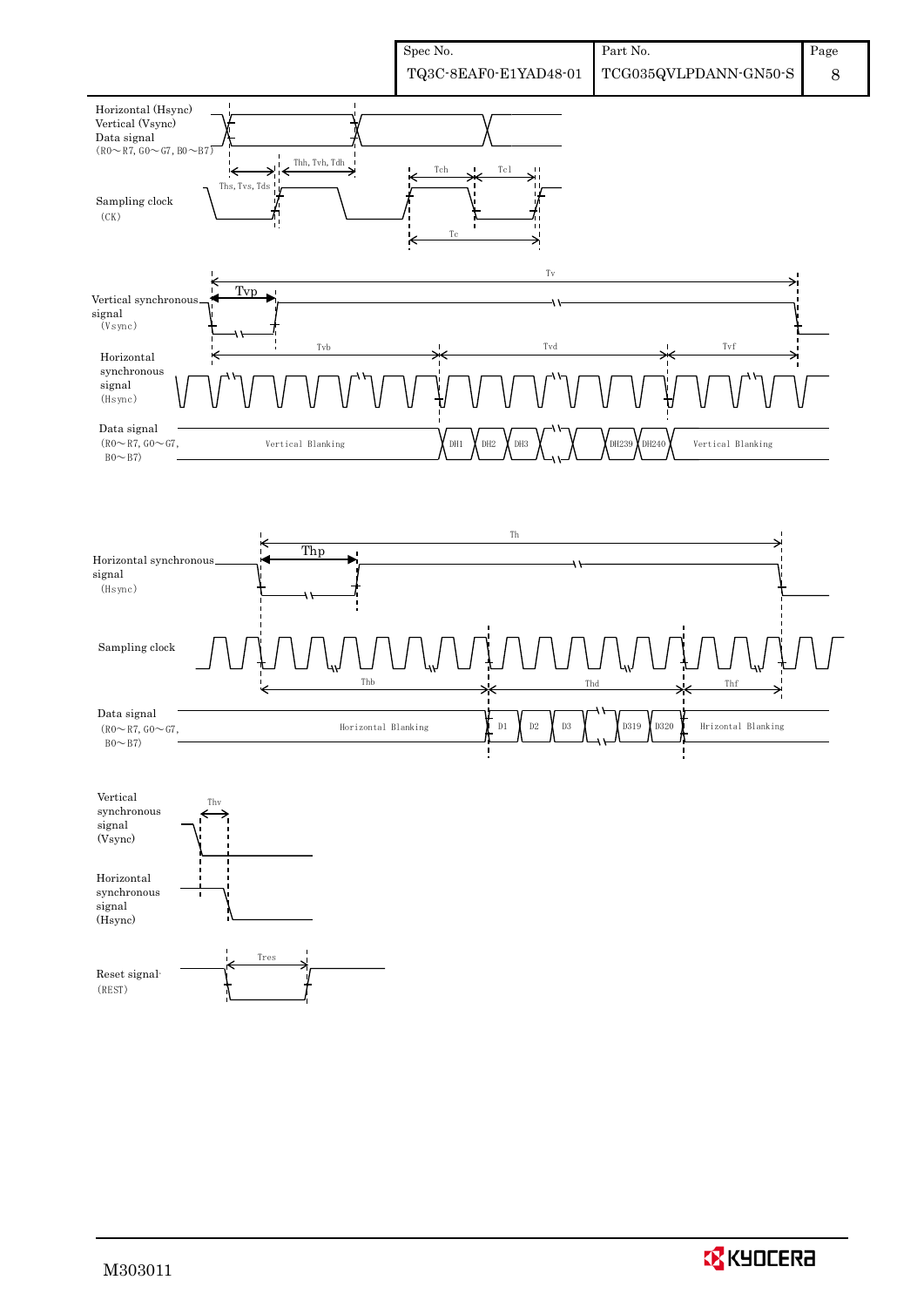Horizontal (Hsync)
Vertical (Vsync)
Data signal
(R0～R7, G0～G7, B0～B7)

Ths, Tvs, Tds

Thh, Tvh, Tdh

Tch

Tcl

Tc

Sampling clock
(CK)

Tv

Tvp

Vertical synchronous signal
(Vsync)

Tvb

Tvd

Tvf

Horizontal synchronous signal
(Hsync)

Data signal
(R0～R7, G0～G7, B0～B7)

Vertical Blanking

DH1 DH2 DH3 DH239 DH240

Vertical Blanking

Th

Thp

Horizontal synchronous signal
(Hsync)

Sampling clock

Thb

Thd

Thf

Data signal
(R0～R7, G0～G7, B0～B7)

Horizontal Blanking

D1 D2 D3 D319 D320

Hrizontal Blanking

Vertical synchronous signal
(Vsync)

Thv

Horizontal synchronous signal
(Hsync)

Tres

Reset signal
(REST)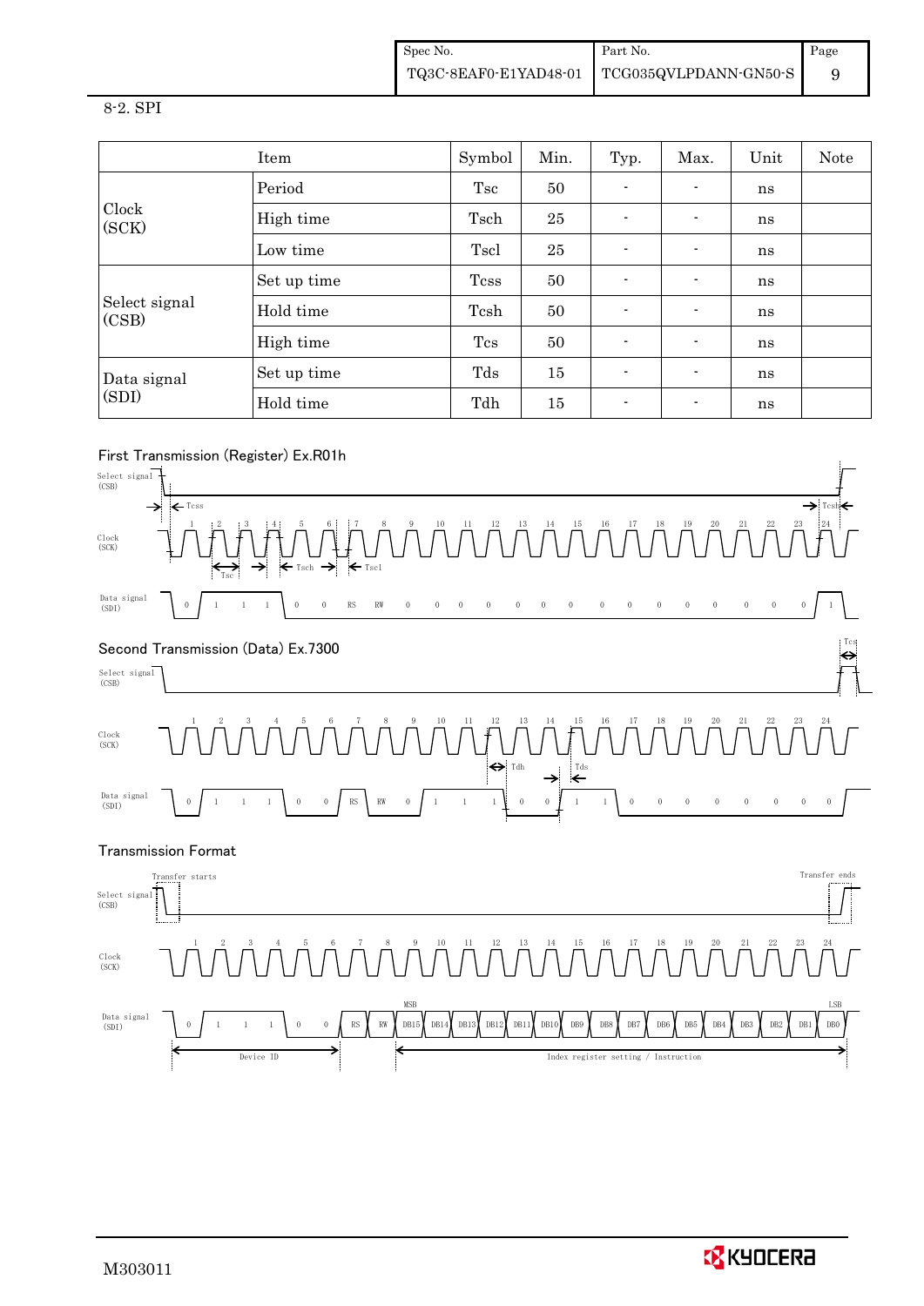## 8-2. SPI

| Item | | Symbol | Min. | Typ. | Max. | Unit | Note |
|---|---|---|---|---|---|---|---|
| Clock (SCK) | Period | Tsc | 50 | - | - | ns | |
| | High time | Tsch | 25 | - | - | ns | |
| | Low time | Tscl | 25 | - | - | ns | |
| Select signal (CSB) | Set up time | Tcss | 50 | - | - | ns | |
| | Hold time | Tcsh | 50 | - | - | ns | |
| | High time | Tcs | 50 | - | - | ns | |
| Data signal (SDI) | Set up time | Tds | 15 | - | - | ns | |
| | Hold time | Tdh | 15 | - | - | ns | |

First Transmission (Register) Ex.R01h

Second Transmission (Data) Ex.7300

Transmission Format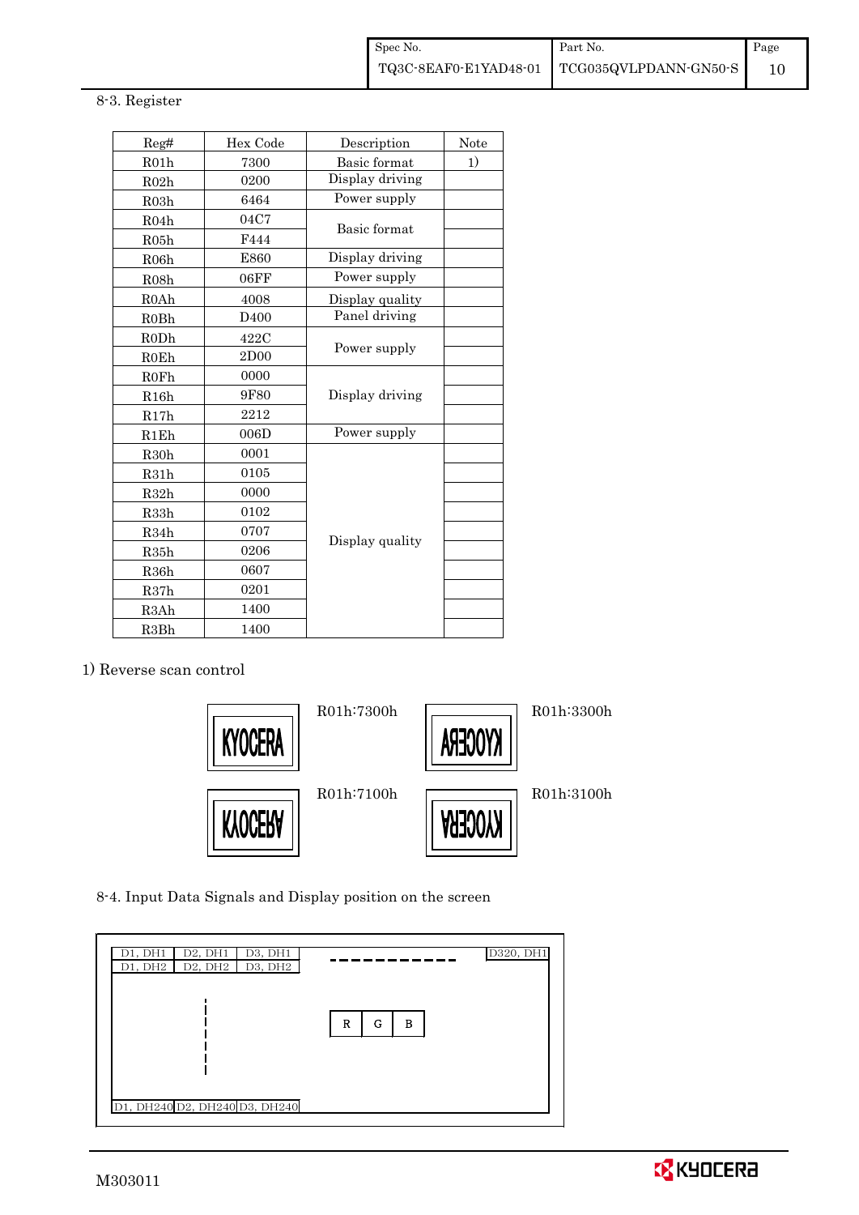### 8-3. Register

| Reg# | Hex Code | Description | Note |
|---|---|---|---|
| R01h | 7300 | Basic format | 1) |
| R02h | 0200 | Display driving | |
| R03h | 6464 | Power supply | |
| R04h | 04C7 | Basic format | |
| R05h | F444 | | |
| R06h | E860 | Display driving | |
| R08h | 06FF | Power supply | |
| R0Ah | 4008 | Display quality | |
| R0Bh | D400 | Panel driving | |
| R0Dh | 422C | Power supply | |
| R0Eh | 2D00 | | |
| R0Fh | 0000 | Display driving | |
| R16h | 9F80 | | |
| R17h | 2212 | | |
| R1Eh | 006D | Power supply | |
| R30h | 0001 | Display quality | |
| R31h | 0105 | | |
| R32h | 0000 | | |
| R33h | 0102 | | |
| R34h | 0707 | | |
| R35h | 0206 | | |
| R36h | 0607 | | |
| R37h | 0201 | | |
| R3Ah | 1400 | | |
| R3Bh | 1400 | | |

1) Reverse scan control

KYOCERA R01h:7300h

KYOCERA (mirrored horizontally) R01h:3300h

KYOCERA (flipped vertically) R01h:7100h

KYOCERA (rotated 180°) R01h:3100h

### 8-4. Input Data Signals and Display position on the screen

| D1, DH1 | D2, DH1 | D3, DH1 | ------------ | D320, DH1 |
|---|---|---|---|---|
| D1, DH2 | D2, DH2 | D3, DH2 | | |
| | ¦ | | R G B | |
| D1, DH240 | D2, DH240 | D3, DH240 | | |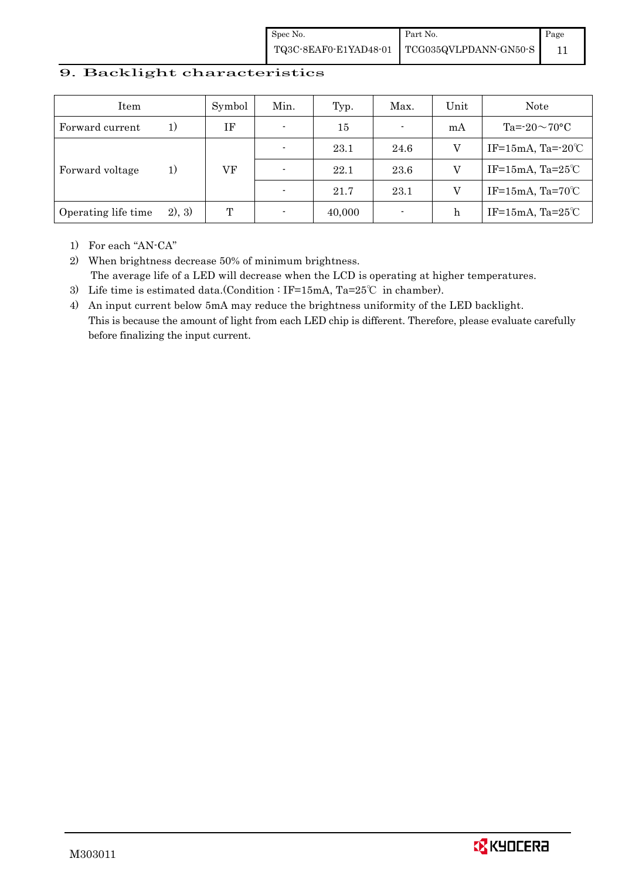## 9. Backlight characteristics

| Item | | Symbol | Min. | Typ. | Max. | Unit | Note |
|---|---|---|---|---|---|---|---|
| Forward current | 1) | IF | - | 15 | - | mA | Ta=-20～70°C |
| Forward voltage | 1) | VF | - | 23.1 | 24.6 | V | IF=15mA, Ta=-20℃ |
| | | | - | 22.1 | 23.6 | V | IF=15mA, Ta=25℃ |
| | | | - | 21.7 | 23.1 | V | IF=15mA, Ta=70℃ |
| Operating life time | 2), 3) | T | - | 40,000 | - | h | IF=15mA, Ta=25℃ |

1) For each "AN-CA"
2) When brightness decrease 50% of minimum brightness.
   The average life of a LED will decrease when the LCD is operating at higher temperatures.
3) Life time is estimated data.(Condition : IF=15mA, Ta=25℃ in chamber).
4) An input current below 5mA may reduce the brightness uniformity of the LED backlight.
   This is because the amount of light from each LED chip is different. Therefore, please evaluate carefully before finalizing the input current.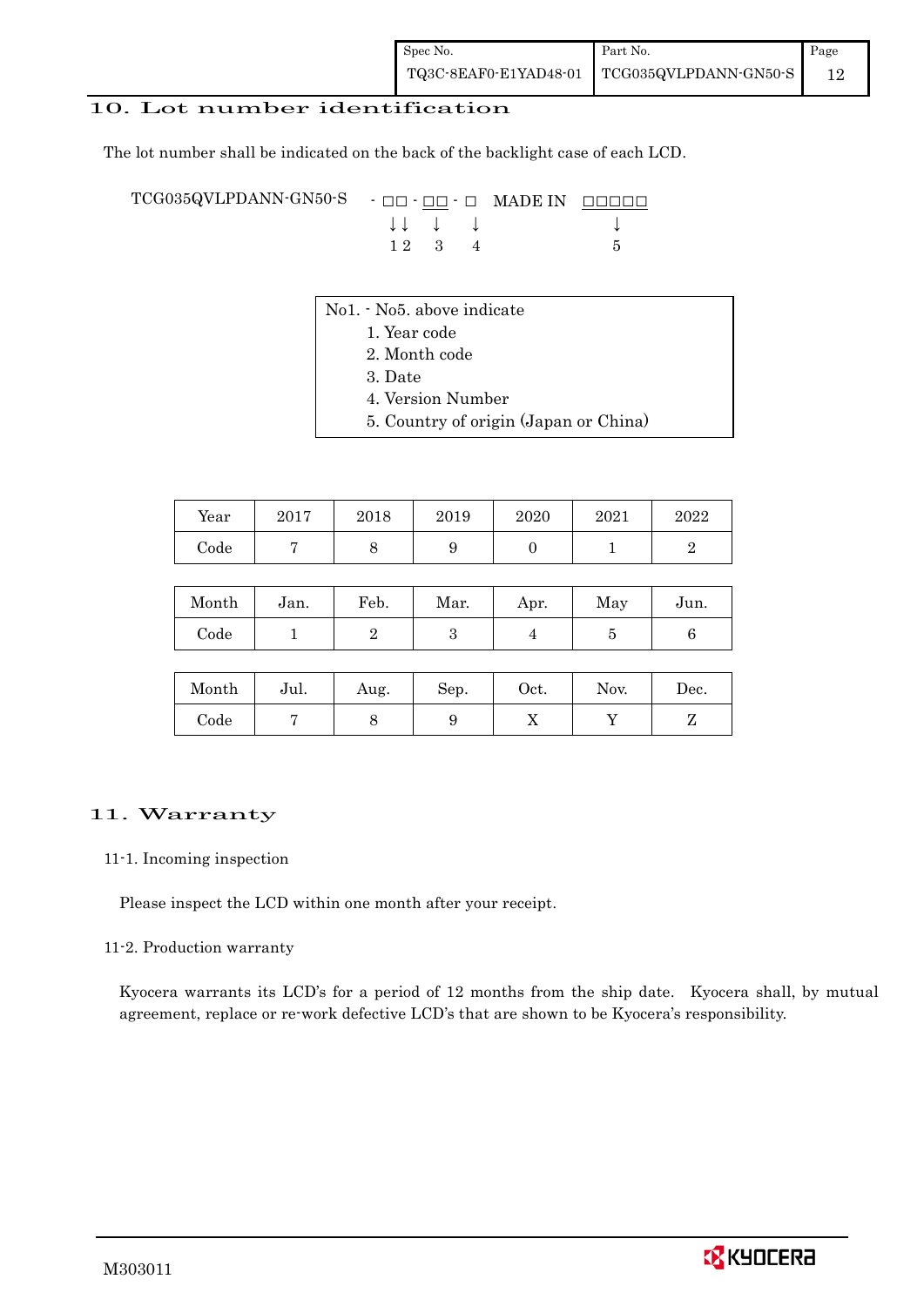## 10. Lot number identification

The lot number shall be indicated on the back of the backlight case of each LCD.

```
TCG035QVLPDANN-GN50-S   - □□ - □□ - □   MADE IN  □□□□□
                          ↓↓    ↓    ↓               ↓
                          1 2   3    4               5
```

No1. - No5. above indicate

1. Year code
2. Month code
3. Date
4. Version Number
5. Country of origin (Japan or China)

| Year | 2017 | 2018 | 2019 | 2020 | 2021 | 2022 |
|---|---|---|---|---|---|---|
| Code | 7 | 8 | 9 | 0 | 1 | 2 |

| Month | Jan. | Feb. | Mar. | Apr. | May | Jun. |
|---|---|---|---|---|---|---|
| Code | 1 | 2 | 3 | 4 | 5 | 6 |

| Month | Jul. | Aug. | Sep. | Oct. | Nov. | Dec. |
|---|---|---|---|---|---|---|
| Code | 7 | 8 | 9 | X | Y | Z |

## 11. Warranty

### 11-1. Incoming inspection

Please inspect the LCD within one month after your receipt.

### 11-2. Production warranty

Kyocera warrants its LCD's for a period of 12 months from the ship date. Kyocera shall, by mutual agreement, replace or re-work defective LCD's that are shown to be Kyocera's responsibility.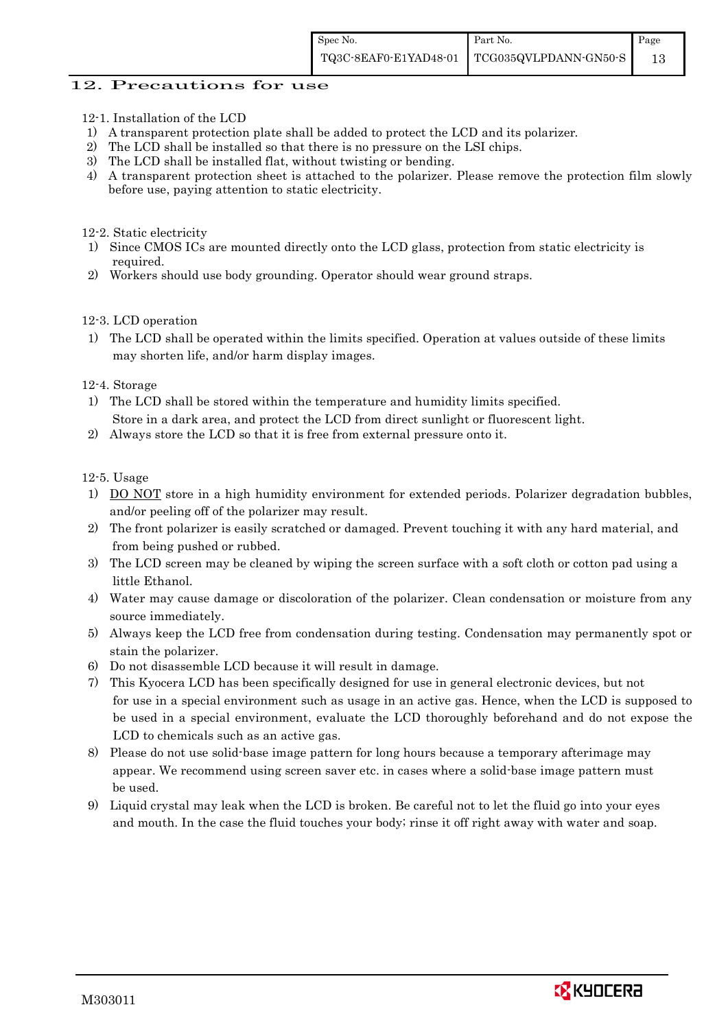## 12. Precautions for use

### 12-1. Installation of the LCD

1) A transparent protection plate shall be added to protect the LCD and its polarizer.
2) The LCD shall be installed so that there is no pressure on the LSI chips.
3) The LCD shall be installed flat, without twisting or bending.
4) A transparent protection sheet is attached to the polarizer. Please remove the protection film slowly before use, paying attention to static electricity.

### 12-2. Static electricity

1) Since CMOS ICs are mounted directly onto the LCD glass, protection from static electricity is required.
2) Workers should use body grounding. Operator should wear ground straps.

### 12-3. LCD operation

1) The LCD shall be operated within the limits specified. Operation at values outside of these limits may shorten life, and/or harm display images.

### 12-4. Storage

1) The LCD shall be stored within the temperature and humidity limits specified. Store in a dark area, and protect the LCD from direct sunlight or fluorescent light.
2) Always store the LCD so that it is free from external pressure onto it.

### 12-5. Usage

1) DO NOT store in a high humidity environment for extended periods. Polarizer degradation bubbles, and/or peeling off of the polarizer may result.
2) The front polarizer is easily scratched or damaged. Prevent touching it with any hard material, and from being pushed or rubbed.
3) The LCD screen may be cleaned by wiping the screen surface with a soft cloth or cotton pad using a little Ethanol.
4) Water may cause damage or discoloration of the polarizer. Clean condensation or moisture from any source immediately.
5) Always keep the LCD free from condensation during testing. Condensation may permanently spot or stain the polarizer.
6) Do not disassemble LCD because it will result in damage.
7) This Kyocera LCD has been specifically designed for use in general electronic devices, but not for use in a special environment such as usage in an active gas. Hence, when the LCD is supposed to be used in a special environment, evaluate the LCD thoroughly beforehand and do not expose the LCD to chemicals such as an active gas.
8) Please do not use solid-base image pattern for long hours because a temporary afterimage may appear. We recommend using screen saver etc. in cases where a solid-base image pattern must be used.
9) Liquid crystal may leak when the LCD is broken. Be careful not to let the fluid go into your eyes and mouth. In the case the fluid touches your body; rinse it off right away with water and soap.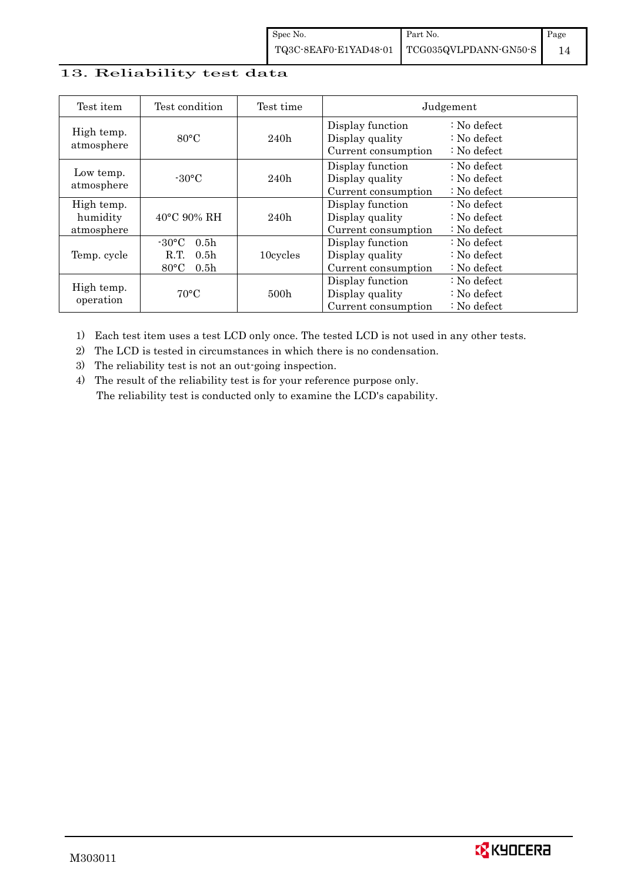## 13. Reliability test data

| Test item | Test condition | Test time | Judgement |
|---|---|---|---|
| High temp. atmosphere | 80°C | 240h | Display function : No defect<br>Display quality : No defect<br>Current consumption : No defect |
| Low temp. atmosphere | -30°C | 240h | Display function : No defect<br>Display quality : No defect<br>Current consumption : No defect |
| High temp. humidity atmosphere | 40°C 90% RH | 240h | Display function : No defect<br>Display quality : No defect<br>Current consumption : No defect |
| Temp. cycle | -30°C 0.5h<br>R.T. 0.5h<br>80°C 0.5h | 10cycles | Display function : No defect<br>Display quality : No defect<br>Current consumption : No defect |
| High temp. operation | 70°C | 500h | Display function : No defect<br>Display quality : No defect<br>Current consumption : No defect |

1) Each test item uses a test LCD only once. The tested LCD is not used in any other tests.
2) The LCD is tested in circumstances in which there is no condensation.
3) The reliability test is not an out-going inspection.
4) The result of the reliability test is for your reference purpose only.
   The reliability test is conducted only to examine the LCD's capability.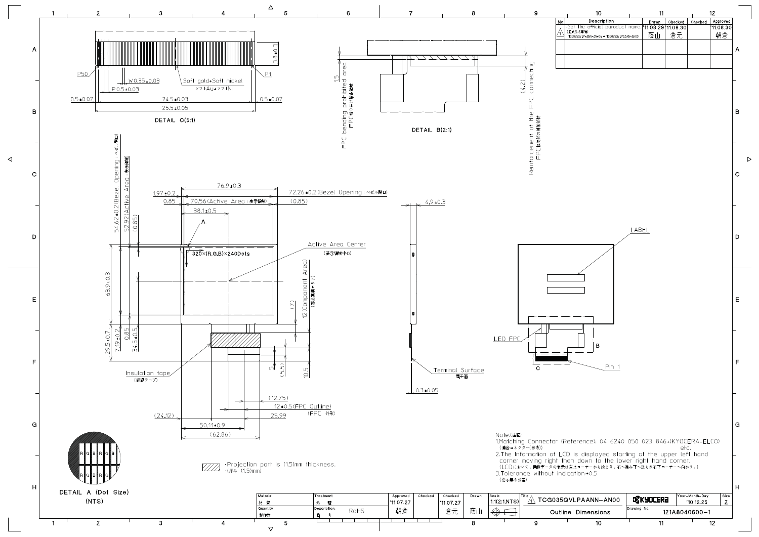| No | Description | Drawn | Checked | Checked | Approved |
|---|---|---|---|---|---|
| 1 | ・Get the official puroduct name. (正式品名取得) TCG035QVLP*ANN-AN*00 → TCG035QVLPAANN-AN00 | '11.08.29 薩山 | '11.08.30 倉元 | | '11.08.30 朝倉 |
| | | | | | |
| | | | | | |

DETAIL C(5:1)

- P50
- P1
- W 0.35±0.03
- P 0.5±0.03
- Soft gold+Soft nickel
- ソフトAu+ソフトNi
- 3.8±0.3
- 0.5±0.07
- 24.5±0.03
- 0.5±0.07
- 25.5±0.05

DETAIL B(2:1)

- 1.5
- FPC bending prohibited area FPC折り曲げ禁止領域
- (4.2)
- Reinforcement of the FPC connecting FPC接続部の補強材

Dimensions:

- 76.9±0.3
- 1.97±0.2
- 0.85
- 70.56(Active Area : 表示領域)
- (0.85)
- 72.26±0.2(Bezel Opening : ベゼル開口)
- 38.1±0.5
- A
- 54.62±0.2(Bezel Opening : ベゼル開口)
- 52.92(Active Area : 表示領域)
- (0.85)
- 320×(R,G,B)×240Dots
- Active Area Center (表示領域中心)
- 63.9±0.3
- 12(Component Area) (部品実装エリア)
- (7)
- 29.5±0.7
- 7.19±0.2
- 0.85
- 34.5±0.5
- 5
- (5.5)
- 10.5
- Insulation tape (絶縁テープ)
- (12.75)
- 12±0.5(FPC Outline) (FPC 外形)
- 25.99
- (24.12)
- 50.11±0.9
- (62.86)
- 4.9±0.3
- Terminal Surface 端子面
- 0.3±0.05
- LABEL
- LED FPC
- B
- C
- Pin 1

DETAIL A (Dot Size) (NTS)

R G B R G B

・Projection part is (1.5)mm thickness.
・(厚み (1.5)mm)

Note.(注記)

1. Matching Connector (Reference): 04 6240 050 023 846+(KYOCERA-ELCO) etc.
   (適合コネクター(参考))
2. The Information of LCD is displayed starting at the upper left hand corner moving right then down to the lower right hand corner.
   (LCDにおいて、画像データの表示は左上コーナーから始まり、右へ進み下へ送られ右下コーナーへ向かう。)
3. Tolerance without indication:±0.5
   (指示無き公差)

| Material 材質 | Treatment 処理 | Approved '11.07.27 朝倉 | Checked | Checked '11.07.27 倉元 | Drawn 薩山 | Scale 1:1(2:1,NTS) | Title ⚠1 TCG035QVLPAANN-AN00 | KYOCERA | Year-Month-Day '10.12.25 | Size 2 |
|---|---|---|---|---|---|---|---|---|---|---|
| Quantity 製作数 | Description 備考 RoHS | | | | | | Outline Dimensions | Drawing No. 121A8040600-1 | | |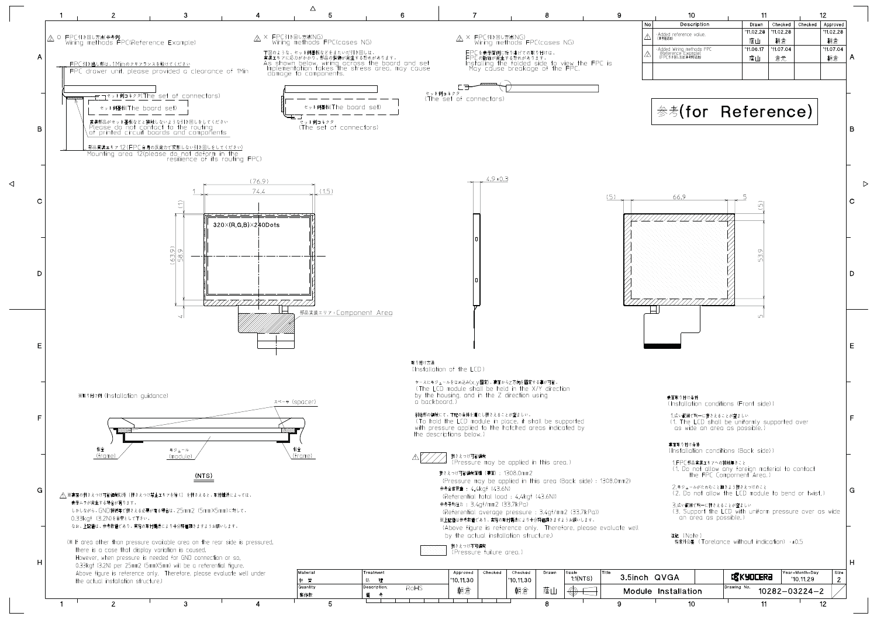| No | Description | Drawn | Checked | Checked | Approved |
|---|---|---|---|---|---|
| △ | Added reference value. (参考値追加) | '11.02.28 蔭山 | '11.02.28 朝倉 | | '11.02.28 朝倉 |
| △ | Added Wiring methods FPC (Reference Example) (FPC引き回し方法参考例追加) | '11.06.17 蔭山 | '11.07.04 倉元 | | '11.07.04 朝倉 |

参考(for Reference)

## △ ○ FPC引き回し方法参考例 Wiring methods FPC(Reference Example)

FPC引き出し部は、1Minのクリアランスを設けてください
FPC drawer unit, please provided a clearance of 1Min

セット側コネクタ(The set of connectors)

セット側基板(The board set)

実装部品がセット基板などと接触しないような引き回しをしてください
Please do not contact to the routing of printed circuit boards and components

部品実装エリア12(FPC自身の反発力で変形しない引き回しをしてください)
Mounting area 12(please do not deform in the resilience of its routing FPC)

## △ × FPC引き回し方法(NG) Wiring methods FPC(cases NG)

下図のような、セット側基板などをまたいだ引き回しは、実装エリアに応力がかかり、部品の損傷が発生する恐れがあります。
As shown below, wiring across the board and set implementation takes the stress area, may cause damage to components.

セット側基板(The board set)

セット側コネクタ (The set of connectors)

## △ × FPC引き回し方法(NG) Wiring methods FPC(cases NG)

FPCを表示面側に折り曲げての取り付けは、FPCの断線が発生する恐れがあります。
Installing the folded side to view the FPC is May cause breakage of the FPC.

セット側コネクタ (The set of connectors)

(76.9)
1 74.4 (1.5)
(1)
(63.9) 58.9
4
320×(R,G,B)×240Dots

部品実装エリア:Component Area

4.9±0.3

(5) 66.9 5
(5) 53.9 5

※取り付け例 (Installation guidance)

スペーサ (spacer)
筐体 (frame) モジュール (module) 筐体 (frame)

(NTS)

△ ※裏面の押さえつけ可能領域以外(押さえつけ禁止エリアを除く)を押さえると、取付構造によっては、表示ムラが発生する場合が有ります。
しかしながら、GND接続等で押さえる必要が有る場合は、25mm2 (5mmX5mm)に対して、0.33kgf (3.2N)を目安として下さい。
なお、上記値は、参考数値であり、実際の取付構造により十分確認をお願いします。

(※ If area other than pressure available area on the rear side is pressured, there is a case that display variation is caused.
However, when pressure is needed for GND connection or so, 0.33kgf (3.2N) per 25mm2 (5mmX5mm) will be a referential figure.
Above figure is reference only. Therefore, please evaluate well under the actual installation structure.)

## 取り付け方法 (Installation of the LCD)

ケースにモジュールをはめ込み(x,y固定)、裏面からZ方向を固定する事が可能。
(The LCD module shall be held in the X/Y direction by the housing, and in the Z direction using a backboard.)

取付部の詳細にて、下記の条件を満たし押さえることが望ましい。
(To hold the LCD module in place, it shall be supported with pressure applied to the hatched areas indicated by the descriptions below.)

△ 押さえつけ可能領域 (Pressure may be applied in this area.)

押さえつけ可能領域面積(裏面) : 1308.0mm2
(Pressure may be applied in this area (Back side) : 1308.0mm2)
参考全荷重 : 4.4kgf (43.6N)
(Referential total load : 4.4kgf (43.6N))
参考平均圧力 : 3.4gf/mm2 (33.7kPa)
(Referential average pressure : 3.4gf/mm2 (33.7kPa))
※上記値は参考数値であり、実際の取付構造により十分確認をお願いします。
(Above figure is reference only. Therefore, please evaluate well by the actual installation structure.)

押さえつけ不可領域 (Pressure failure area.)

## 表面取り付け条件 (Installation conditions (Front side))

1.広い範囲で均一に押さえることが望ましい
(1. The LCD shall be uniformly supported over as wide an area as possible.)

## 裏面取り付け条件 (Installation conditions (Back side))

1.FPC部品実装エリアへの接触禁止のこと
(1. Do not allow any foreign material to contact the FPC Component Area.)

2.モジュールがたわむこと無きよう押さえつけのこと
(2. Do not allow the LCD module to bend or twist.)

3.広い範囲で均一に押さえることが望ましい
(3. Support the LCD with uniform pressure over as wide an area as possible.)

注記 (Note)
指定外公差 (Torelance without indication) : ±0.5

| Material 材質 | Treatment 処理 | Approved '10.11.30 朝倉 | Checked | Checked '10.11.30 朝倉 | Drawn 蔭山 | Scale 1:1(NTS) | Title 3.5inch QVGA Module Installation | KYOCERA | Year-Month-Day '10.11.29 | Size 2 |
|---|---|---|---|---|---|---|---|---|---|---|
| Quantity 製作数 | Description 備考 RoHS | | | | | | | Drawing No. 10282-03224-2 | | |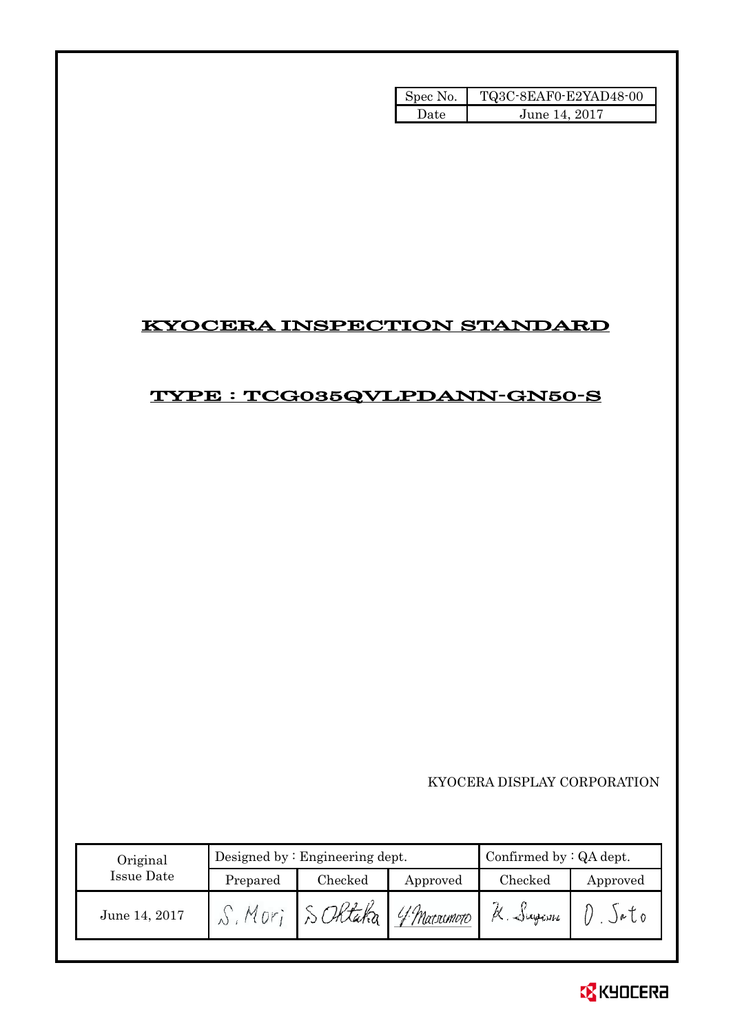| Spec No. | TQ3C-8EAF0-E2YAD48-00 |
| --- | --- |
| Date | June 14, 2017 |

# KYOCERA INSPECTION STANDARD

## TYPE : TCG035QVLPDANN-GN50-S

KYOCERA DISPLAY CORPORATION

| Original Issue Date | Designed by : Engineering dept. | | | Confirmed by : QA dept. | |
| --- | --- | --- | --- | --- | --- |
| | Prepared | Checked | Approved | Checked | Approved |
| June 14, 2017 | S. Mori | S. Ohtaka | Y. Matsumoto | K. Sugawa | D. Sato |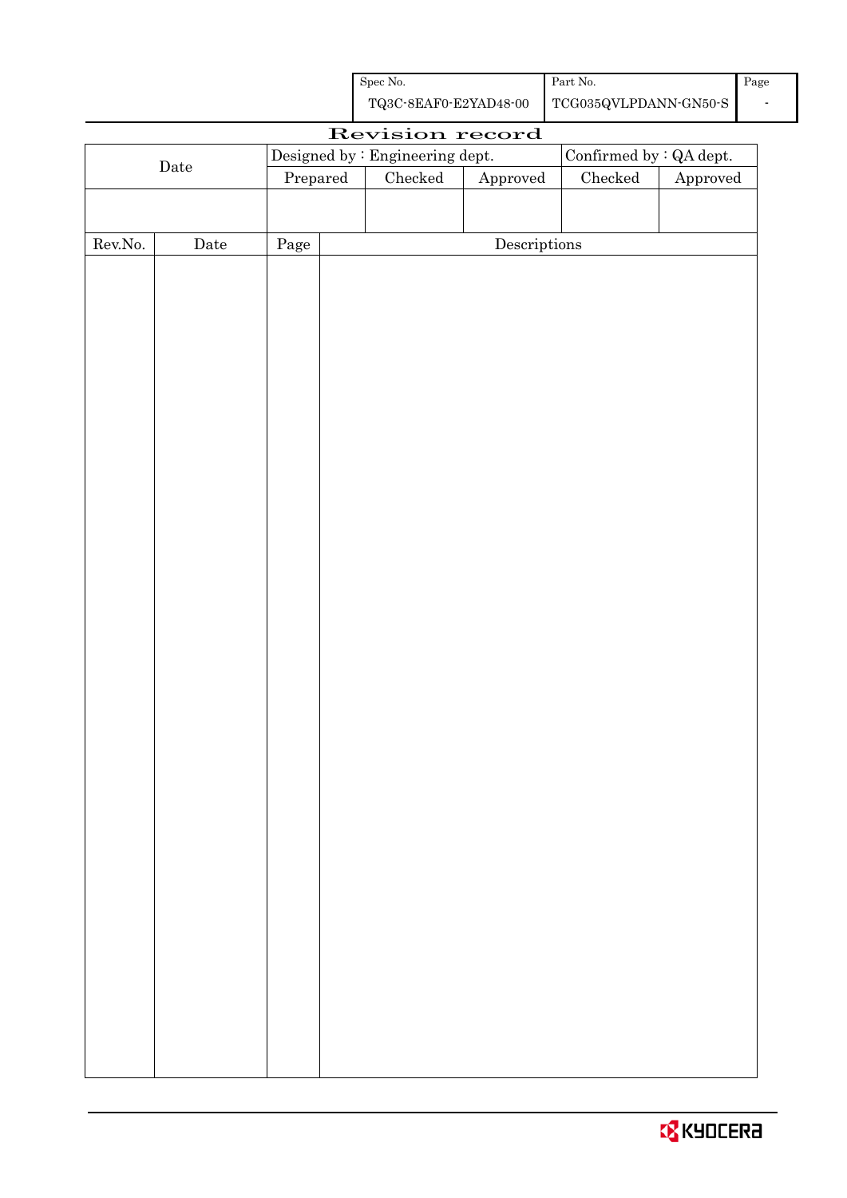| Spec No. | Part No. | Page |
|---|---|---|
| TQ3C-8EAF0-E2YAD48-00 | TCG035QVLPDANN-GN50-S | - |

# Revision record

| Date | Designed by : Engineering dept. | | | Confirmed by : QA dept. | |
|---|---|---|---|---|---|
| | Prepared | Checked | Approved | Checked | Approved |
| | | | | | |

| Rev.No. | Date | Page | Descriptions |
|---|---|---|---|
| | | | |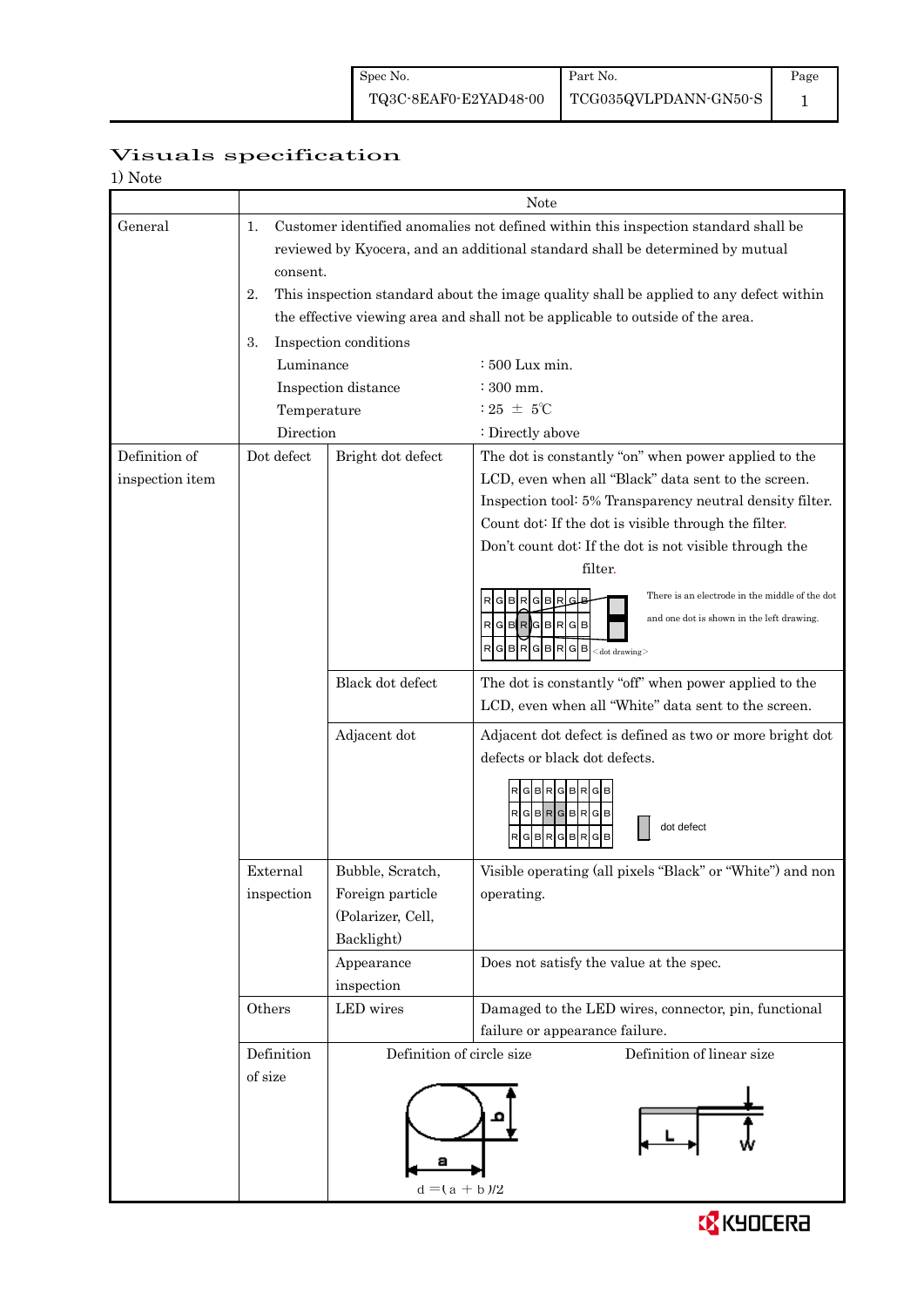# Visuals specification

1) Note

| | | | Note |
|---|---|---|---|
| General | 1. Customer identified anomalies not defined within this inspection standard shall be reviewed by Kyocera, and an additional standard shall be determined by mutual consent.<br>2. This inspection standard about the image quality shall be applied to any defect within the effective viewing area and shall not be applicable to outside of the area.<br>3. Inspection conditions<br>Luminance : 500 Lux min.<br>Inspection distance : 300 mm.<br>Temperature : 25 ± 5℃<br>Direction : Directly above | | |
| Definition of inspection item | Dot defect | Bright dot defect | The dot is constantly "on" when power applied to the LCD, even when all "Black" data sent to the screen.<br>Inspection tool: 5% Transparency neutral density filter.<br>Count dot: If the dot is visible through the filter.<br>Don't count dot: If the dot is not visible through the filter.<br>There is an electrode in the middle of the dot and one dot is shown in the left drawing.<br>RGBRGBRGB / RGBRGBRGB / RGBRGBRGB <dot drawing> |
| | | Black dot defect | The dot is constantly "off" when power applied to the LCD, even when all "White" data sent to the screen. |
| | | Adjacent dot | Adjacent dot defect is defined as two or more bright dot defects or black dot defects.<br>RGBRGBRGB / RGBRGBRGB / RGBRGBRGB dot defect |
| | External inspection | Bubble, Scratch, Foreign particle (Polarizer, Cell, Backlight) | Visible operating (all pixels "Black" or "White") and non operating. |
| | | Appearance inspection | Does not satisfy the value at the spec. |
| | Others | LED wires | Damaged to the LED wires, connector, pin, functional failure or appearance failure. |
| | Definition of size | Definition of circle size<br>$d = (a + b)/2$ | Definition of linear size<br>L, W |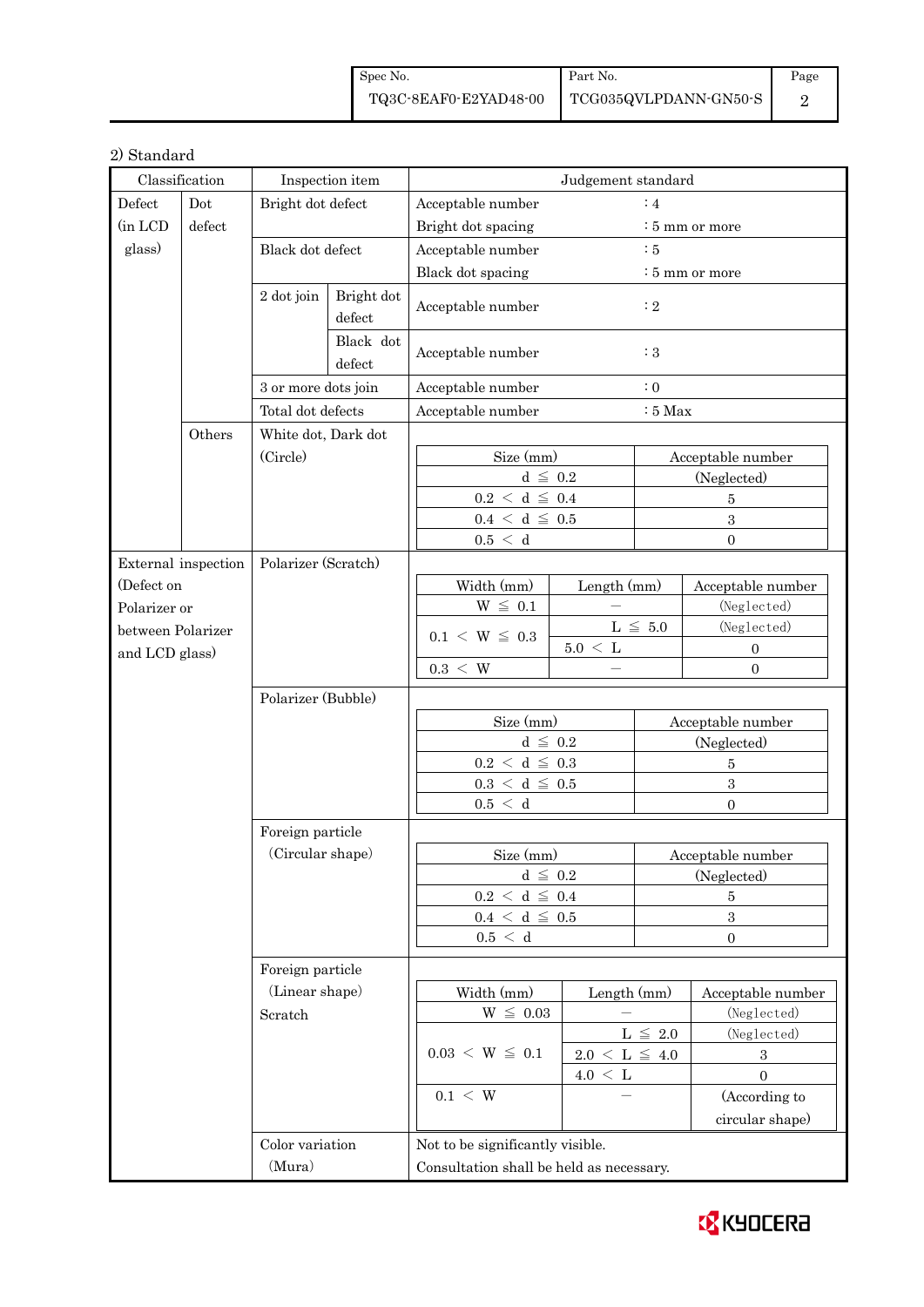2) Standard

| Classification | | Inspection item | | Judgement standard |
|---|---|---|---|---|
| Defect (in LCD glass) | Dot defect | Bright dot defect | | Acceptable number : 4<br>Bright dot spacing : 5 mm or more |
| | | Black dot defect | | Acceptable number : 5<br>Black dot spacing : 5 mm or more |
| | | 2 dot join | Bright dot defect | Acceptable number : 2 |
| | | | Black dot defect | Acceptable number : 3 |
| | | 3 or more dots join | | Acceptable number : 0 |
| | | Total dot defects | | Acceptable number : 5 Max |
| | Others | White dot, Dark dot (Circle) | | See table A |
| External inspection (Defect on Polarizer or between Polarizer and LCD glass) | | Polarizer (Scratch) | | See table B |
| | | Polarizer (Bubble) | | See table C |
| | | Foreign particle (Circular shape) | | See table D |
| | | Foreign particle (Linear shape) Scratch | | See table E |
| | | Color variation (Mura) | | Not to be significantly visible.<br>Consultation shall be held as necessary. |

Table A: White dot, Dark dot (Circle)

| Size (mm) | Acceptable number |
|---|---|
| d ≦ 0.2 | (Neglected) |
| 0.2 < d ≦ 0.4 | 5 |
| 0.4 < d ≦ 0.5 | 3 |
| 0.5 < d | 0 |

Table B: Polarizer (Scratch)

| Width (mm) | Length (mm) | Acceptable number |
|---|---|---|
| W ≦ 0.1 | ― | (Neglected) |
| 0.1 < W ≦ 0.3 | L ≦ 5.0 | (Neglected) |
| | 5.0 < L | 0 |
| 0.3 < W | ― | 0 |

Table C: Polarizer (Bubble)

| Size (mm) | Acceptable number |
|---|---|
| d ≦ 0.2 | (Neglected) |
| 0.2 < d ≦ 0.3 | 5 |
| 0.3 < d ≦ 0.5 | 3 |
| 0.5 < d | 0 |

Table D: Foreign particle (Circular shape)

| Size (mm) | Acceptable number |
|---|---|
| d ≦ 0.2 | (Neglected) |
| 0.2 < d ≦ 0.4 | 5 |
| 0.4 < d ≦ 0.5 | 3 |
| 0.5 < d | 0 |

Table E: Foreign particle (Linear shape) Scratch

| Width (mm) | Length (mm) | Acceptable number |
|---|---|---|
| W ≦ 0.03 | ― | (Neglected) |
| 0.03 < W ≦ 0.1 | L ≦ 2.0 | (Neglected) |
| | 2.0 < L ≦ 4.0 | 3 |
| | 4.0 < L | 0 |
| 0.1 < W | ― | (According to circular shape) |